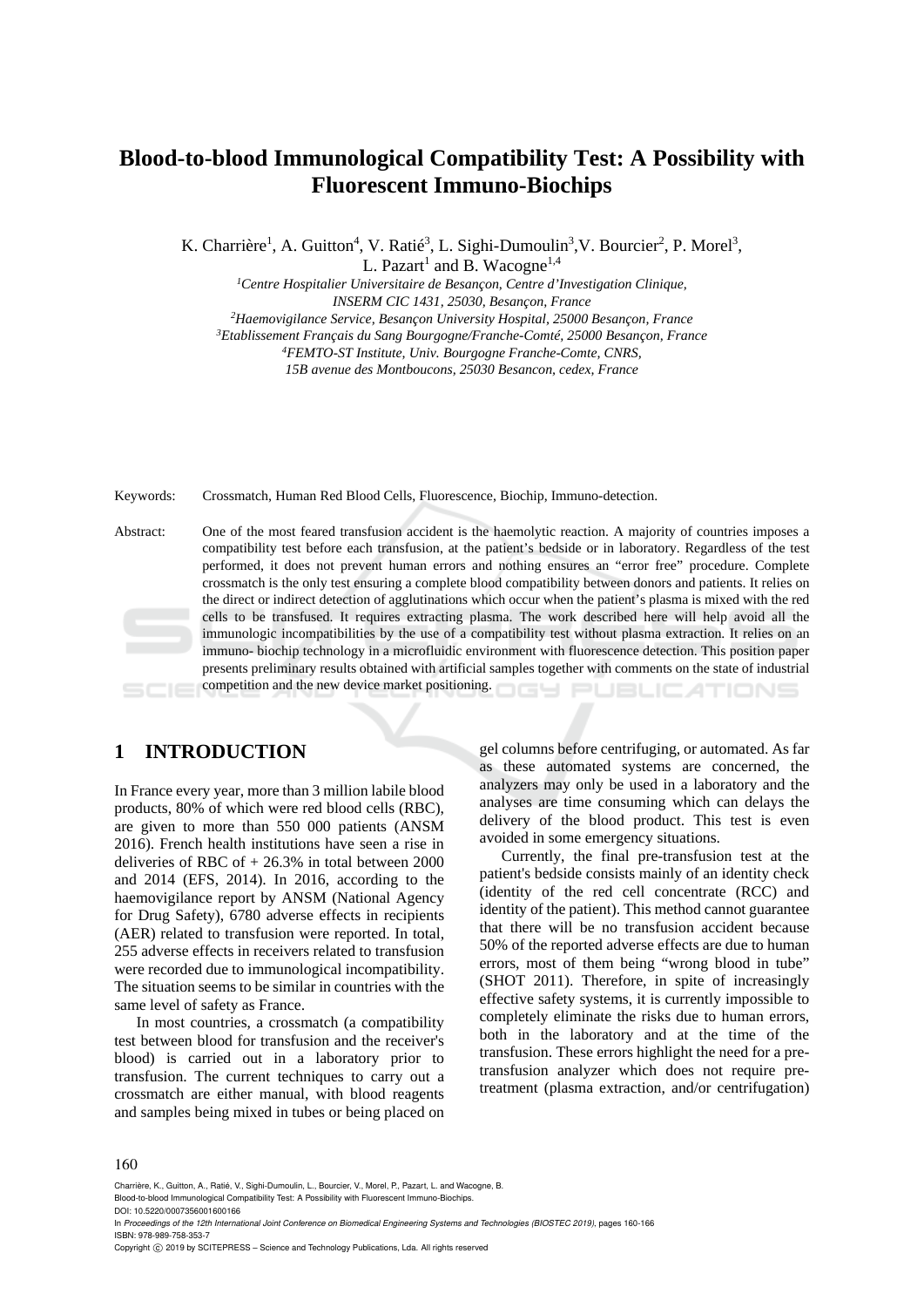# Blood-to-blood Immunological Compatibility Test: A Possibility with Fluorescent Immuno-Biochips

K. Charrière[1], A. Guitton[4], V. Ratié[3], L. Sighi-Dumoulin[3], V. Bourcier[2], P. Morel[3], L. Pazart[1] and B. Wacogne[1,4]

[1]*Centre Hospitalier Universitaire de Besançon, Centre d'Investigation Clinique, INSERM CIC 1431, 25030, Besançon, France*
[2]*Haemovigilance Service, Besançon University Hospital, 25000 Besançon, France*
[3]*Etablissement Français du Sang Bourgogne/Franche-Comté, 25000 Besançon, France*
[4]*FEMTO-ST Institute, Univ. Bourgogne Franche-Comte, CNRS, 15B avenue des Montboucons, 25030 Besancon, cedex, France*

Keywords: Crossmatch, Human Red Blood Cells, Fluorescence, Biochip, Immuno-detection.

Abstract: One of the most feared transfusion accident is the haemolytic reaction. A majority of countries imposes a compatibility test before each transfusion, at the patient's bedside or in laboratory. Regardless of the test performed, it does not prevent human errors and nothing ensures an "error free" procedure. Complete crossmatch is the only test ensuring a complete blood compatibility between donors and patients. It relies on the direct or indirect detection of agglutinations which occur when the patient's plasma is mixed with the red cells to be transfused. It requires extracting plasma. The work described here will help avoid all the immunologic incompatibilities by the use of a compatibility test without plasma extraction. It relies on an immuno- biochip technology in a microfluidic environment with fluorescence detection. This position paper presents preliminary results obtained with artificial samples together with comments on the state of industrial competition and the new device market positioning.

## 1 INTRODUCTION

In France every year, more than 3 million labile blood products, 80% of which were red blood cells (RBC), are given to more than 550 000 patients (ANSM 2016). French health institutions have seen a rise in deliveries of RBC of + 26.3% in total between 2000 and 2014 (EFS, 2014). In 2016, according to the haemovigilance report by ANSM (National Agency for Drug Safety), 6780 adverse effects in recipients (AER) related to transfusion were reported. In total, 255 adverse effects in receivers related to transfusion were recorded due to immunological incompatibility. The situation seems to be similar in countries with the same level of safety as France.

In most countries, a crossmatch (a compatibility test between blood for transfusion and the receiver's blood) is carried out in a laboratory prior to transfusion. The current techniques to carry out a crossmatch are either manual, with blood reagents and samples being mixed in tubes or being placed on gel columns before centrifuging, or automated. As far as these automated systems are concerned, the analyzers may only be used in a laboratory and the analyses are time consuming which can delays the delivery of the blood product. This test is even avoided in some emergency situations.

Currently, the final pre-transfusion test at the patient's bedside consists mainly of an identity check (identity of the red cell concentrate (RCC) and identity of the patient). This method cannot guarantee that there will be no transfusion accident because 50% of the reported adverse effects are due to human errors, most of them being "wrong blood in tube" (SHOT 2011). Therefore, in spite of increasingly effective safety systems, it is currently impossible to completely eliminate the risks due to human errors, both in the laboratory and at the time of the transfusion. These errors highlight the need for a pre-transfusion analyzer which does not require pre-treatment (plasma extraction, and/or centrifugation)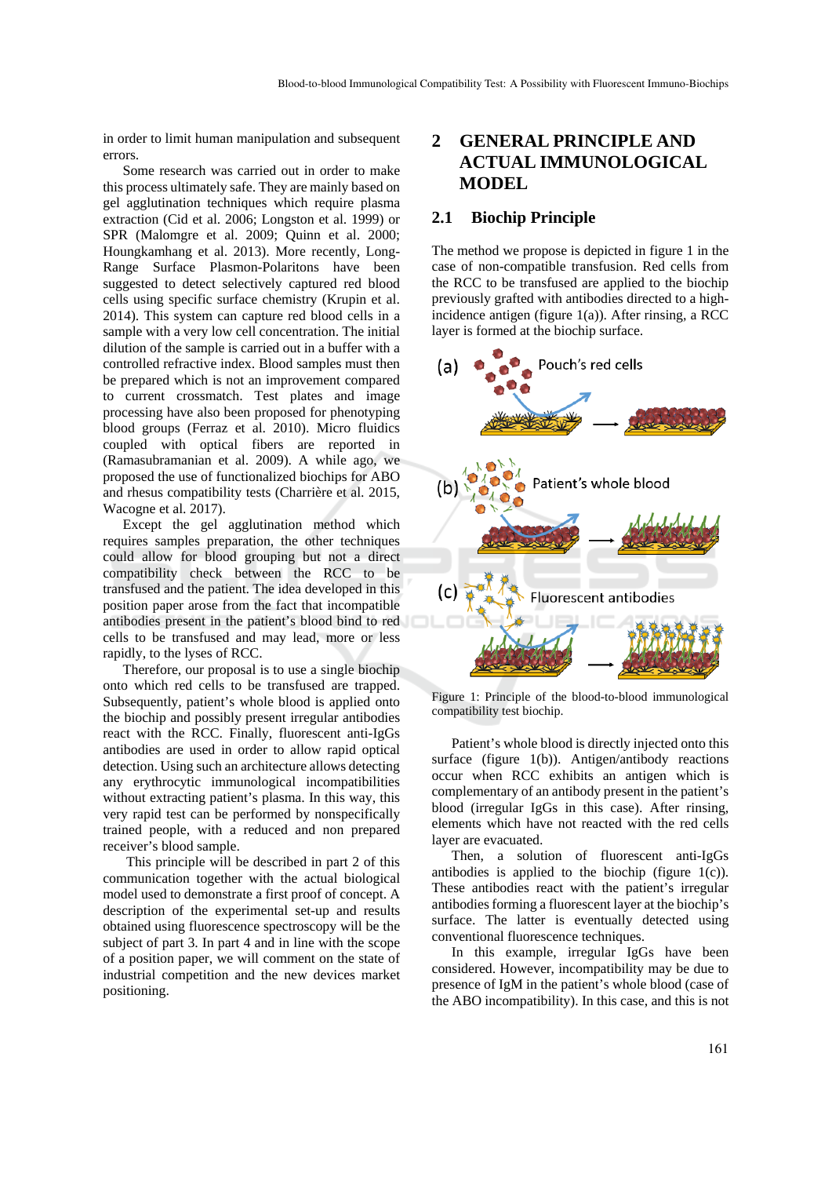in order to limit human manipulation and subsequent errors.

Some research was carried out in order to make this process ultimately safe. They are mainly based on gel agglutination techniques which require plasma extraction (Cid et al. 2006; Longston et al. 1999) or SPR (Malomgre et al. 2009; Quinn et al. 2000; Houngkamhang et al. 2013). More recently, Long-Range Surface Plasmon-Polaritons have been suggested to detect selectively captured red blood cells using specific surface chemistry (Krupin et al. 2014). This system can capture red blood cells in a sample with a very low cell concentration. The initial dilution of the sample is carried out in a buffer with a controlled refractive index. Blood samples must then be prepared which is not an improvement compared to current crossmatch. Test plates and image processing have also been proposed for phenotyping blood groups (Ferraz et al. 2010). Micro fluidics coupled with optical fibers are reported in (Ramasubramanian et al. 2009). A while ago, we proposed the use of functionalized biochips for ABO and rhesus compatibility tests (Charrière et al. 2015, Wacogne et al. 2017).

Except the gel agglutination method which requires samples preparation, the other techniques could allow for blood grouping but not a direct compatibility check between the RCC to be transfused and the patient. The idea developed in this position paper arose from the fact that incompatible antibodies present in the patient's blood bind to red cells to be transfused and may lead, more or less rapidly, to the lyses of RCC.

Therefore, our proposal is to use a single biochip onto which red cells to be transfused are trapped. Subsequently, patient's whole blood is applied onto the biochip and possibly present irregular antibodies react with the RCC. Finally, fluorescent anti-IgGs antibodies are used in order to allow rapid optical detection. Using such an architecture allows detecting any erythrocytic immunological incompatibilities without extracting patient's plasma. In this way, this very rapid test can be performed by nonspecifically trained people, with a reduced and non prepared receiver's blood sample.

This principle will be described in part 2 of this communication together with the actual biological model used to demonstrate a first proof of concept. A description of the experimental set-up and results obtained using fluorescence spectroscopy will be the subject of part 3. In part 4 and in line with the scope of a position paper, we will comment on the state of industrial competition and the new devices market positioning.

# 2 GENERAL PRINCIPLE AND ACTUAL IMMUNOLOGICAL MODEL

## 2.1 Biochip Principle

The method we propose is depicted in figure 1 in the case of non-compatible transfusion. Red cells from the RCC to be transfused are applied to the biochip previously grafted with antibodies directed to a high-incidence antigen (figure 1(a)). After rinsing, a RCC layer is formed at the biochip surface.

Figure 1: Principle of the blood-to-blood immunological compatibility test biochip.

Patient's whole blood is directly injected onto this surface (figure 1(b)). Antigen/antibody reactions occur when RCC exhibits an antigen which is complementary of an antibody present in the patient's blood (irregular IgGs in this case). After rinsing, elements which have not reacted with the red cells layer are evacuated.

Then, a solution of fluorescent anti-IgGs antibodies is applied to the biochip (figure 1(c)). These antibodies react with the patient's irregular antibodies forming a fluorescent layer at the biochip's surface. The latter is eventually detected using conventional fluorescence techniques.

In this example, irregular IgGs have been considered. However, incompatibility may be due to presence of IgM in the patient's whole blood (case of the ABO incompatibility). In this case, and this is not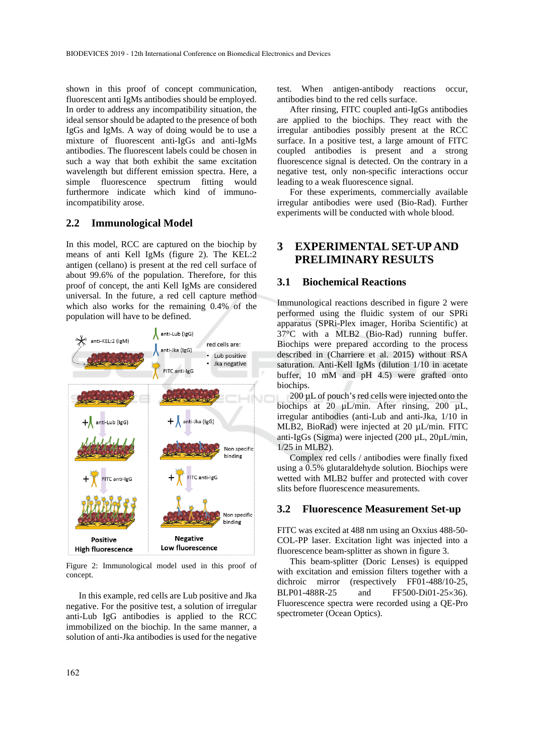shown in this proof of concept communication, fluorescent anti IgMs antibodies should be employed. In order to address any incompatibility situation, the ideal sensor should be adapted to the presence of both IgGs and IgMs. A way of doing would be to use a mixture of fluorescent anti-IgGs and anti-IgMs antibodies. The fluorescent labels could be chosen in such a way that both exhibit the same excitation wavelength but different emission spectra. Here, a simple fluorescence spectrum fitting would furthermore indicate which kind of immuno-incompatibility arose.

## 2.2 Immunological Model

In this model, RCC are captured on the biochip by means of anti Kell IgMs (figure 2). The KEL:2 antigen (cellano) is present at the red cell surface of about 99.6% of the population. Therefore, for this proof of concept, the anti Kell IgMs are considered universal. In the future, a red cell capture method which also works for the remaining 0.4% of the population will have to be defined.

Figure 2: Immunological model used in this proof of concept.

In this example, red cells are Lub positive and Jka negative. For the positive test, a solution of irregular anti-Lub IgG antibodies is applied to the RCC immobilized on the biochip. In the same manner, a solution of anti-Jka antibodies is used for the negative test. When antigen-antibody reactions occur, antibodies bind to the red cells surface.

After rinsing, FITC coupled anti-IgGs antibodies are applied to the biochips. They react with the irregular antibodies possibly present at the RCC surface. In a positive test, a large amount of FITC coupled antibodies is present and a strong fluorescence signal is detected. On the contrary in a negative test, only non-specific interactions occur leading to a weak fluorescence signal.

For these experiments, commercially available irregular antibodies were used (Bio-Rad). Further experiments will be conducted with whole blood.

# 3 EXPERIMENTAL SET-UP AND PRELIMINARY RESULTS

## 3.1 Biochemical Reactions

Immunological reactions described in figure 2 were performed using the fluidic system of our SPRi apparatus (SPRi-Plex imager, Horiba Scientific) at 37°C with a MLB2 (Bio-Rad) running buffer. Biochips were prepared according to the process described in (Charriere et al. 2015) without RSA saturation. Anti-Kell IgMs (dilution 1/10 in acetate buffer, 10 mM and pH 4.5) were grafted onto biochips.

200 µL of pouch's red cells were injected onto the biochips at 20 µL/min. After rinsing, 200 µL, irregular antibodies (anti-Lub and anti-Jka, 1/10 in MLB2, BioRad) were injected at 20 µL/min. FITC anti-IgGs (Sigma) were injected (200 µL, 20µL/min, 1/25 in MLB2).

Complex red cells / antibodies were finally fixed using a 0.5% glutaraldehyde solution. Biochips were wetted with MLB2 buffer and protected with cover slits before fluorescence measurements.

## 3.2 Fluorescence Measurement Set-up

FITC was excited at 488 nm using an Oxxius 488-50-COL-PP laser. Excitation light was injected into a fluorescence beam-splitter as shown in figure 3.

This beam-splitter (Doric Lenses) is equipped with excitation and emission filters together with a dichroic mirror (respectively FF01-488/10-25, BLP01-488R-25 and FF500-Di01-25×36). Fluorescence spectra were recorded using a QE-Pro spectrometer (Ocean Optics).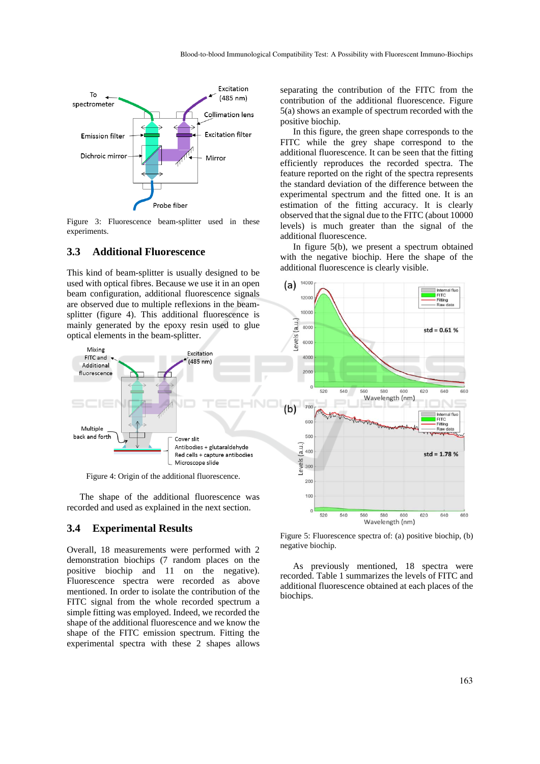Figure 3: Fluorescence beam-splitter used in these experiments.

### 3.3 Additional Fluorescence

This kind of beam-splitter is usually designed to be used with optical fibres. Because we use it in an open beam configuration, additional fluorescence signals are observed due to multiple reflexions in the beam-splitter (figure 4). This additional fluorescence is mainly generated by the epoxy resin used to glue optical elements in the beam-splitter.

Figure 4: Origin of the additional fluorescence.

The shape of the additional fluorescence was recorded and used as explained in the next section.

### 3.4 Experimental Results

Overall, 18 measurements were performed with 2 demonstration biochips (7 random places on the positive biochip and 11 on the negative). Fluorescence spectra were recorded as above mentioned. In order to isolate the contribution of the FITC signal from the whole recorded spectrum a simple fitting was employed. Indeed, we recorded the shape of the additional fluorescence and we know the shape of the FITC emission spectrum. Fitting the experimental spectra with these 2 shapes allows separating the contribution of the FITC from the contribution of the additional fluorescence. Figure 5(a) shows an example of spectrum recorded with the positive biochip.

In this figure, the green shape corresponds to the FITC while the grey shape correspond to the additional fluorescence. It can be seen that the fitting efficiently reproduces the recorded spectra. The feature reported on the right of the spectra represents the standard deviation of the difference between the experimental spectrum and the fitted one. It is an estimation of the fitting accuracy. It is clearly observed that the signal due to the FITC (about 10000 levels) is much greater than the signal of the additional fluorescence.

In figure 5(b), we present a spectrum obtained with the negative biochip. Here the shape of the additional fluorescence is clearly visible.

Figure 5: Fluorescence spectra of: (a) positive biochip, (b) negative biochip.

As previously mentioned, 18 spectra were recorded. Table 1 summarizes the levels of FITC and additional fluorescence obtained at each places of the biochips.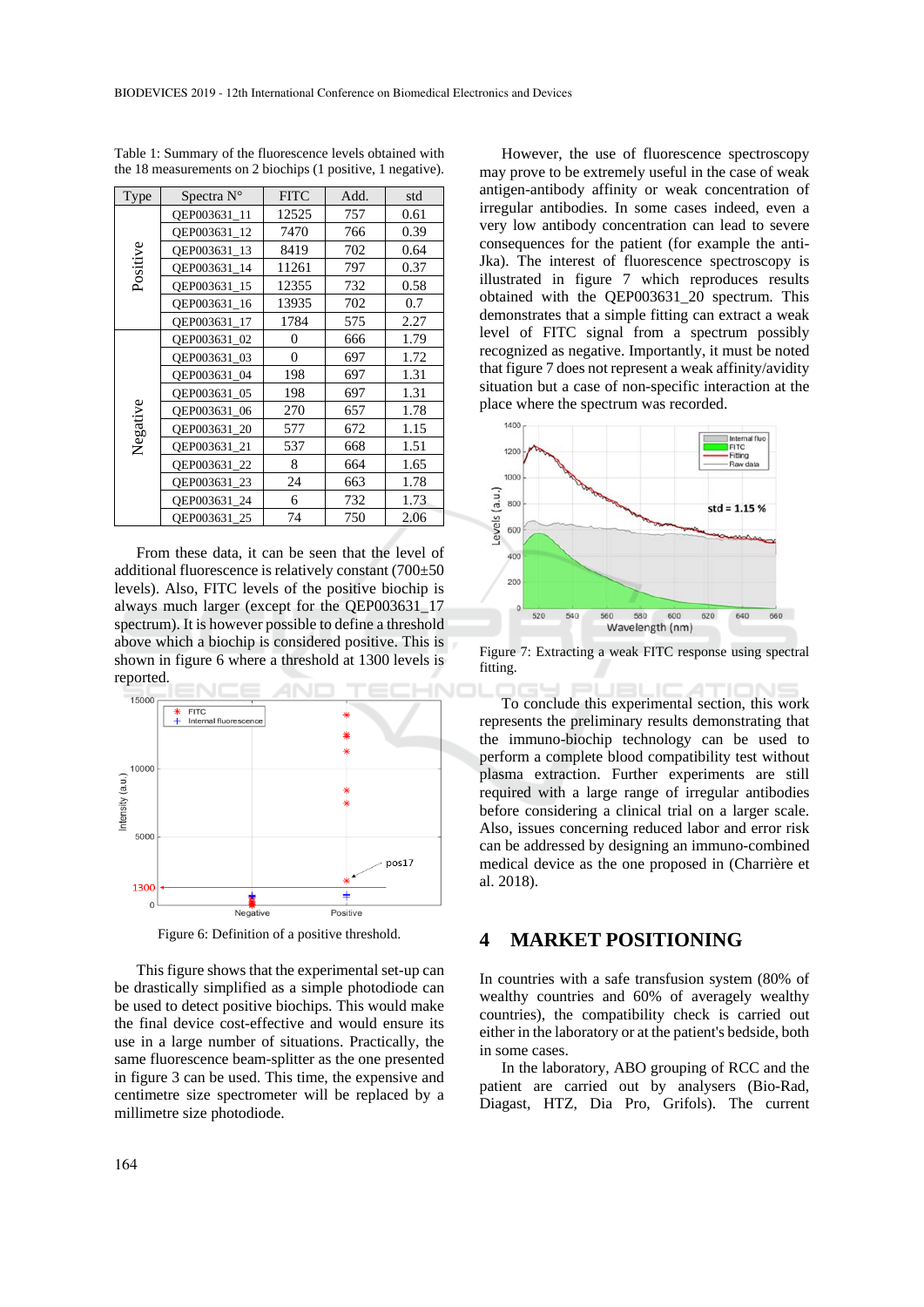Table 1: Summary of the fluorescence levels obtained with the 18 measurements on 2 biochips (1 positive, 1 negative).

| Type | Spectra N° | FITC | Add. | std |
|---|---|---|---|---|
| Positive | QEP003631_11 | 12525 | 757 | 0.61 |
| | QEP003631_12 | 7470 | 766 | 0.39 |
| | QEP003631_13 | 8419 | 702 | 0.64 |
| | QEP003631_14 | 11261 | 797 | 0.37 |
| | QEP003631_15 | 12355 | 732 | 0.58 |
| | QEP003631_16 | 13935 | 702 | 0.7 |
| | QEP003631_17 | 1784 | 575 | 2.27 |
| Negative | QEP003631_02 | 0 | 666 | 1.79 |
| | QEP003631_03 | 0 | 697 | 1.72 |
| | QEP003631_04 | 198 | 697 | 1.31 |
| | QEP003631_05 | 198 | 697 | 1.31 |
| | QEP003631_06 | 270 | 657 | 1.78 |
| | QEP003631_20 | 577 | 672 | 1.15 |
| | QEP003631_21 | 537 | 668 | 1.51 |
| | QEP003631_22 | 8 | 664 | 1.65 |
| | QEP003631_23 | 24 | 663 | 1.78 |
| | QEP003631_24 | 6 | 732 | 1.73 |
| | QEP003631_25 | 74 | 750 | 2.06 |

From these data, it can be seen that the level of additional fluorescence is relatively constant (700±50 levels). Also, FITC levels of the positive biochip is always much larger (except for the QEP003631_17 spectrum). It is however possible to define a threshold above which a biochip is considered positive. This is shown in figure 6 where a threshold at 1300 levels is reported.

Figure 6: Definition of a positive threshold.

This figure shows that the experimental set-up can be drastically simplified as a simple photodiode can be used to detect positive biochips. This would make the final device cost-effective and would ensure its use in a large number of situations. Practically, the same fluorescence beam-splitter as the one presented in figure 3 can be used. This time, the expensive and centimetre size spectrometer will be replaced by a millimetre size photodiode.

However, the use of fluorescence spectroscopy may prove to be extremely useful in the case of weak antigen-antibody affinity or weak concentration of irregular antibodies. In some cases indeed, even a very low antibody concentration can lead to severe consequences for the patient (for example the anti-Jka). The interest of fluorescence spectroscopy is illustrated in figure 7 which reproduces results obtained with the QEP003631_20 spectrum. This demonstrates that a simple fitting can extract a weak level of FITC signal from a spectrum possibly recognized as negative. Importantly, it must be noted that figure 7 does not represent a weak affinity/avidity situation but a case of non-specific interaction at the place where the spectrum was recorded.

Figure 7: Extracting a weak FITC response using spectral fitting.

To conclude this experimental section, this work represents the preliminary results demonstrating that the immuno-biochip technology can be used to perform a complete blood compatibility test without plasma extraction. Further experiments are still required with a large range of irregular antibodies before considering a clinical trial on a larger scale. Also, issues concerning reduced labor and error risk can be addressed by designing an immuno-combined medical device as the one proposed in (Charrière et al. 2018).

## 4 MARKET POSITIONING

In countries with a safe transfusion system (80% of wealthy countries and 60% of averagely wealthy countries), the compatibility check is carried out either in the laboratory or at the patient's bedside, both in some cases.

In the laboratory, ABO grouping of RCC and the patient are carried out by analysers (Bio-Rad, Diagast, HTZ, Dia Pro, Grifols). The current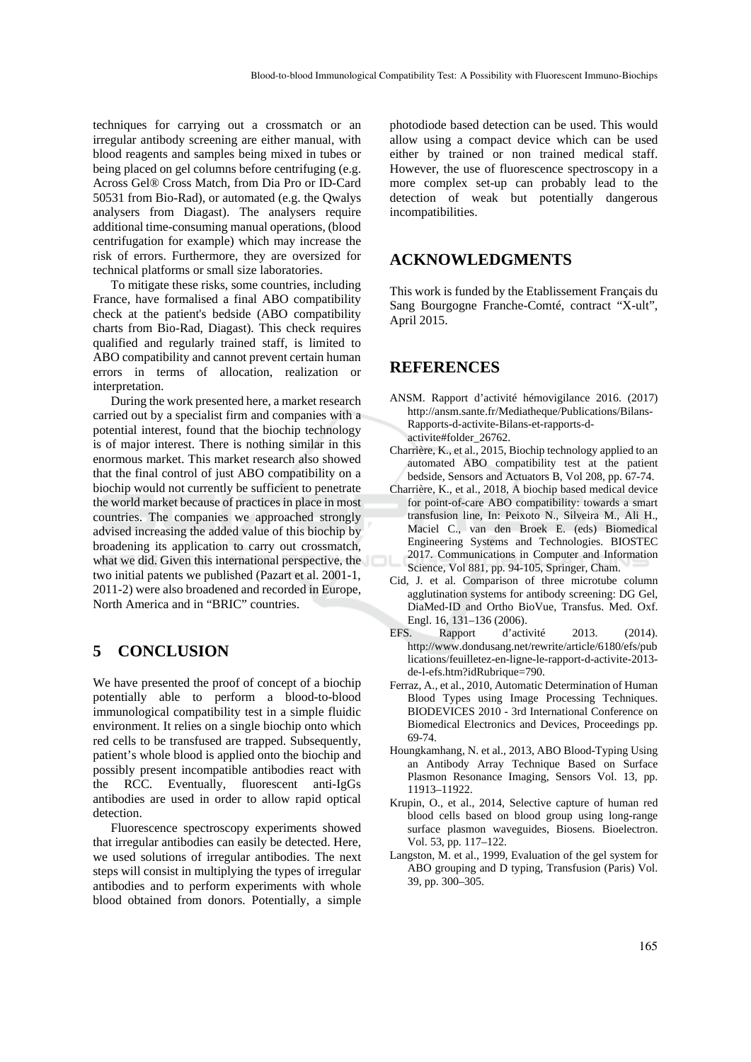techniques for carrying out a crossmatch or an irregular antibody screening are either manual, with blood reagents and samples being mixed in tubes or being placed on gel columns before centrifuging (e.g. Across Gel® Cross Match, from Dia Pro or ID-Card 50531 from Bio-Rad), or automated (e.g. the Qwalys analysers from Diagast). The analysers require additional time-consuming manual operations, (blood centrifugation for example) which may increase the risk of errors. Furthermore, they are oversized for technical platforms or small size laboratories.

To mitigate these risks, some countries, including France, have formalised a final ABO compatibility check at the patient's bedside (ABO compatibility charts from Bio-Rad, Diagast). This check requires qualified and regularly trained staff, is limited to ABO compatibility and cannot prevent certain human errors in terms of allocation, realization or interpretation.

During the work presented here, a market research carried out by a specialist firm and companies with a potential interest, found that the biochip technology is of major interest. There is nothing similar in this enormous market. This market research also showed that the final control of just ABO compatibility on a biochip would not currently be sufficient to penetrate the world market because of practices in place in most countries. The companies we approached strongly advised increasing the added value of this biochip by broadening its application to carry out crossmatch, what we did. Given this international perspective, the two initial patents we published (Pazart et al. 2001-1, 2011-2) were also broadened and recorded in Europe, North America and in "BRIC" countries.

## 5 CONCLUSION

We have presented the proof of concept of a biochip potentially able to perform a blood-to-blood immunological compatibility test in a simple fluidic environment. It relies on a single biochip onto which red cells to be transfused are trapped. Subsequently, patient's whole blood is applied onto the biochip and possibly present incompatible antibodies react with the RCC. Eventually, fluorescent anti-IgGs antibodies are used in order to allow rapid optical detection.

Fluorescence spectroscopy experiments showed that irregular antibodies can easily be detected. Here, we used solutions of irregular antibodies. The next steps will consist in multiplying the types of irregular antibodies and to perform experiments with whole blood obtained from donors. Potentially, a simple photodiode based detection can be used. This would allow using a compact device which can be used either by trained or non trained medical staff. However, the use of fluorescence spectroscopy in a more complex set-up can probably lead to the detection of weak but potentially dangerous incompatibilities.

## ACKNOWLEDGMENTS

This work is funded by the Etablissement Français du Sang Bourgogne Franche-Comté, contract "X-ult", April 2015.

## REFERENCES

ANSM. Rapport d'activité hémovigilance 2016. (2017) http://ansm.sante.fr/Mediatheque/Publications/Bilans-Rapports-d-activite-Bilans-et-rapports-d-activite#folder_26762.

Charrière, K., et al., 2015, Biochip technology applied to an automated ABO compatibility test at the patient bedside, Sensors and Actuators B, Vol 208, pp. 67-74.

Charrière, K., et al., 2018, A biochip based medical device for point-of-care ABO compatibility: towards a smart transfusion line, In: Peixoto N., Silveira M., Ali H., Maciel C., van den Broek E. (eds) Biomedical Engineering Systems and Technologies. BIOSTEC 2017. Communications in Computer and Information Science, Vol 881, pp. 94-105, Springer, Cham.

Cid, J. et al. Comparison of three microtube column agglutination systems for antibody screening: DG Gel, DiaMed-ID and Ortho BioVue, Transfus. Med. Oxf. Engl. 16, 131–136 (2006).

EFS. Rapport d'activité 2013. (2014). http://www.dondusang.net/rewrite/article/6180/efs/publications/feuilletez-en-ligne-le-rapport-d-activite-2013-de-l-efs.htm?idRubrique=790.

Ferraz, A., et al., 2010, Automatic Determination of Human Blood Types using Image Processing Techniques. BIODEVICES 2010 - 3rd International Conference on Biomedical Electronics and Devices, Proceedings pp. 69-74.

Houngkamhang, N. et al., 2013, ABO Blood-Typing Using an Antibody Array Technique Based on Surface Plasmon Resonance Imaging, Sensors Vol. 13, pp. 11913–11922.

Krupin, O., et al., 2014, Selective capture of human red blood cells based on blood group using long-range surface plasmon waveguides, Biosens. Bioelectron. Vol. 53, pp. 117–122.

Langston, M. et al., 1999, Evaluation of the gel system for ABO grouping and D typing, Transfusion (Paris) Vol. 39, pp. 300–305.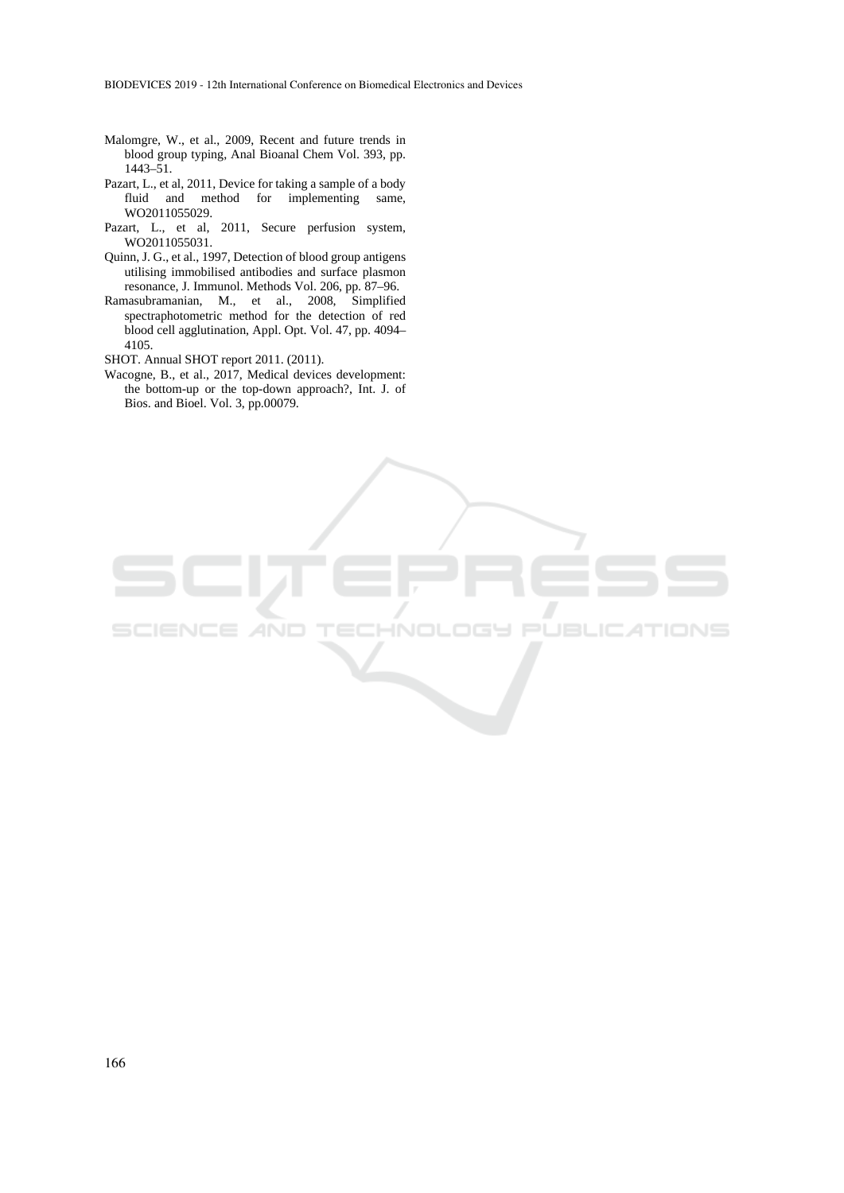Malomgre, W., et al., 2009, Recent and future trends in blood group typing, Anal Bioanal Chem Vol. 393, pp. 1443–51.

Pazart, L., et al, 2011, Device for taking a sample of a body fluid and method for implementing same, WO2011055029.

Pazart, L., et al, 2011, Secure perfusion system, WO2011055031.

Quinn, J. G., et al., 1997, Detection of blood group antigens utilising immobilised antibodies and surface plasmon resonance, J. Immunol. Methods Vol. 206, pp. 87–96.

Ramasubramanian, M., et al., 2008, Simplified spectraphotometric method for the detection of red blood cell agglutination, Appl. Opt. Vol. 47, pp. 4094–4105.

SHOT. Annual SHOT report 2011. (2011).

Wacogne, B., et al., 2017, Medical devices development: the bottom-up or the top-down approach?, Int. J. of Bios. and Bioel. Vol. 3, pp.00079.